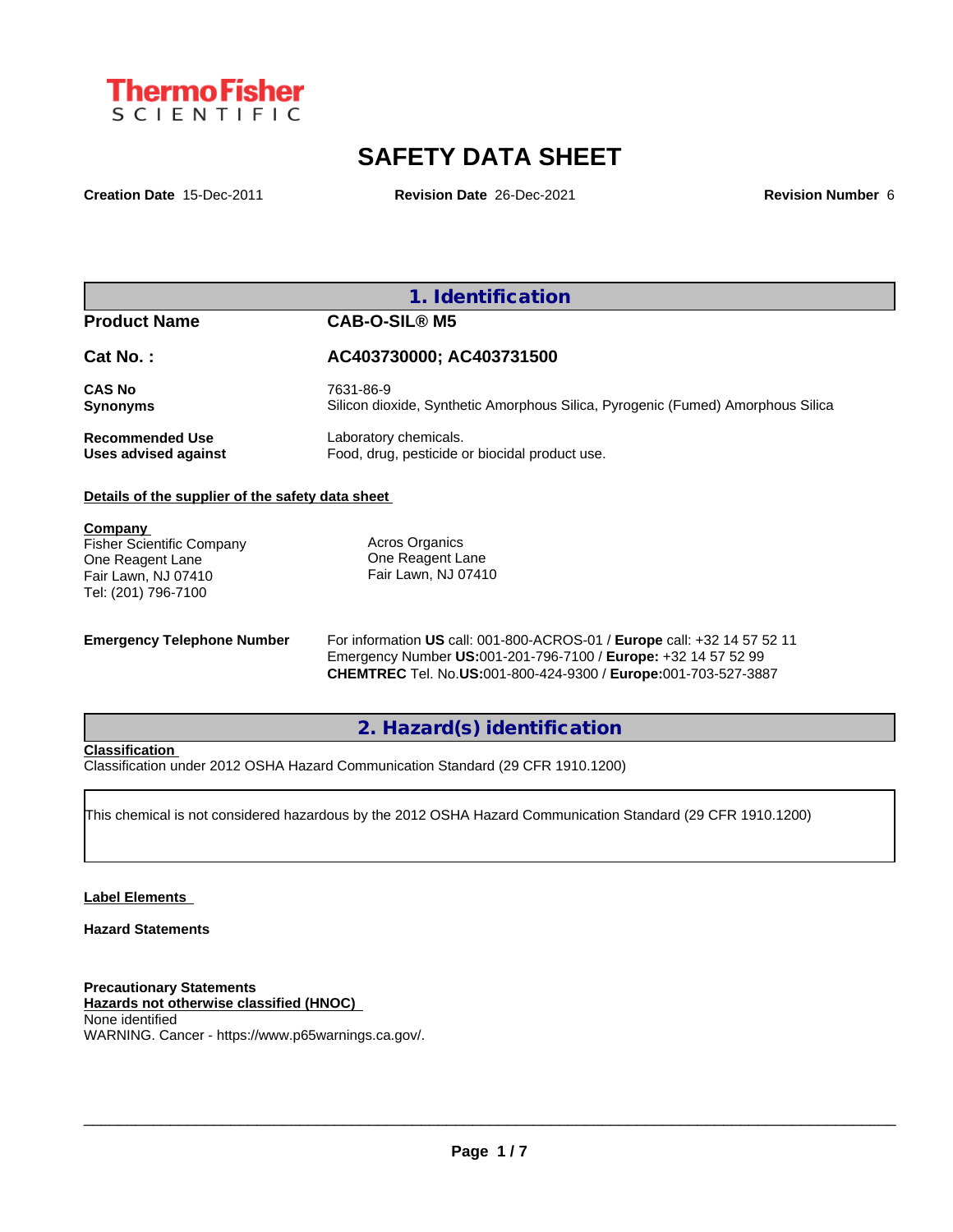ThermoFisher SCIENTIFIC

# SAFETY DATA SHEET

**Creation Date** 15-Dec-2011 **Revision Date** 26-Dec-2021 **Revision Number** 6

## 1. Identification

| | |
|---|---|
| **Product Name** | **CAB-O-SIL® M5** |
| **Cat No. :** | **AC403730000; AC403731500** |
| **CAS No** | 7631-86-9 |
| **Synonyms** | Silicon dioxide, Synthetic Amorphous Silica, Pyrogenic (Fumed) Amorphous Silica |
| **Recommended Use** | Laboratory chemicals. |
| **Uses advised against** | Food, drug, pesticide or biocidal product use. |

**Details of the supplier of the safety data sheet**

**Company**
Fisher Scientific Company
One Reagent Lane
Fair Lawn, NJ 07410
Tel: (201) 796-7100

Acros Organics
One Reagent Lane
Fair Lawn, NJ 07410

**Emergency Telephone Number**
For information **US** call: 001-800-ACROS-01 / **Europe** call: +32 14 57 52 11
Emergency Number **US:**001-201-796-7100 / **Europe:** +32 14 57 52 99
**CHEMTREC** Tel. No.**US:**001-800-424-9300 / **Europe:**001-703-527-3887

## 2. Hazard(s) identification

**Classification**
Classification under 2012 OSHA Hazard Communication Standard (29 CFR 1910.1200)

This chemical is not considered hazardous by the 2012 OSHA Hazard Communication Standard (29 CFR 1910.1200)

**Label Elements**

**Hazard Statements**

**Precautionary Statements**
**Hazards not otherwise classified (HNOC)**
None identified
WARNING. Cancer - https://www.p65warnings.ca.gov/.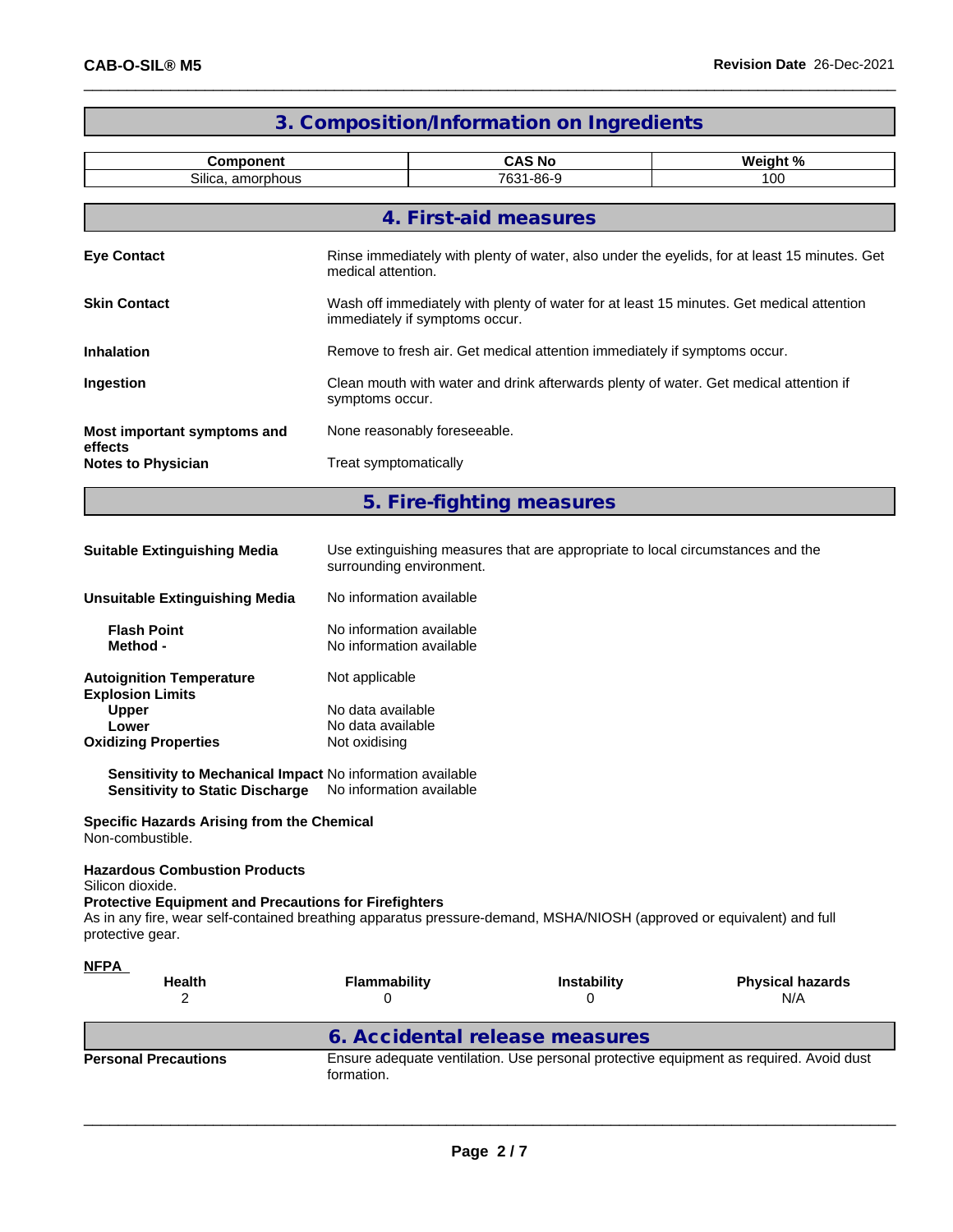## 3. Composition/Information on Ingredients

| Component | CAS No | Weight % |
|---|---|---|
| Silica, amorphous | 7631-86-9 | 100 |

## 4. First-aid measures

**Eye Contact** Rinse immediately with plenty of water, also under the eyelids, for at least 15 minutes. Get medical attention.

**Skin Contact** Wash off immediately with plenty of water for at least 15 minutes. Get medical attention immediately if symptoms occur.

**Inhalation** Remove to fresh air. Get medical attention immediately if symptoms occur.

**Ingestion** Clean mouth with water and drink afterwards plenty of water. Get medical attention if symptoms occur.

**Most important symptoms and effects** None reasonably foreseeable.

**Notes to Physician** Treat symptomatically

## 5. Fire-fighting measures

**Suitable Extinguishing Media** Use extinguishing measures that are appropriate to local circumstances and the surrounding environment.

**Unsuitable Extinguishing Media** No information available

**Flash Point** No information available
**Method -** No information available

**Autoignition Temperature** Not applicable
**Explosion Limits**
**Upper** No data available
**Lower** No data available
**Oxidizing Properties** Not oxidising

**Sensitivity to Mechanical Impact** No information available
**Sensitivity to Static Discharge** No information available

**Specific Hazards Arising from the Chemical**
Non-combustible.

**Hazardous Combustion Products**
Silicon dioxide.
**Protective Equipment and Precautions for Firefighters**
As in any fire, wear self-contained breathing apparatus pressure-demand, MSHA/NIOSH (approved or equivalent) and full protective gear.

**NFPA**

| Health | Flammability | Instability | Physical hazards |
|---|---|---|---|
| 2 | 0 | 0 | N/A |

## 6. Accidental release measures

**Personal Precautions** Ensure adequate ventilation. Use personal protective equipment as required. Avoid dust formation.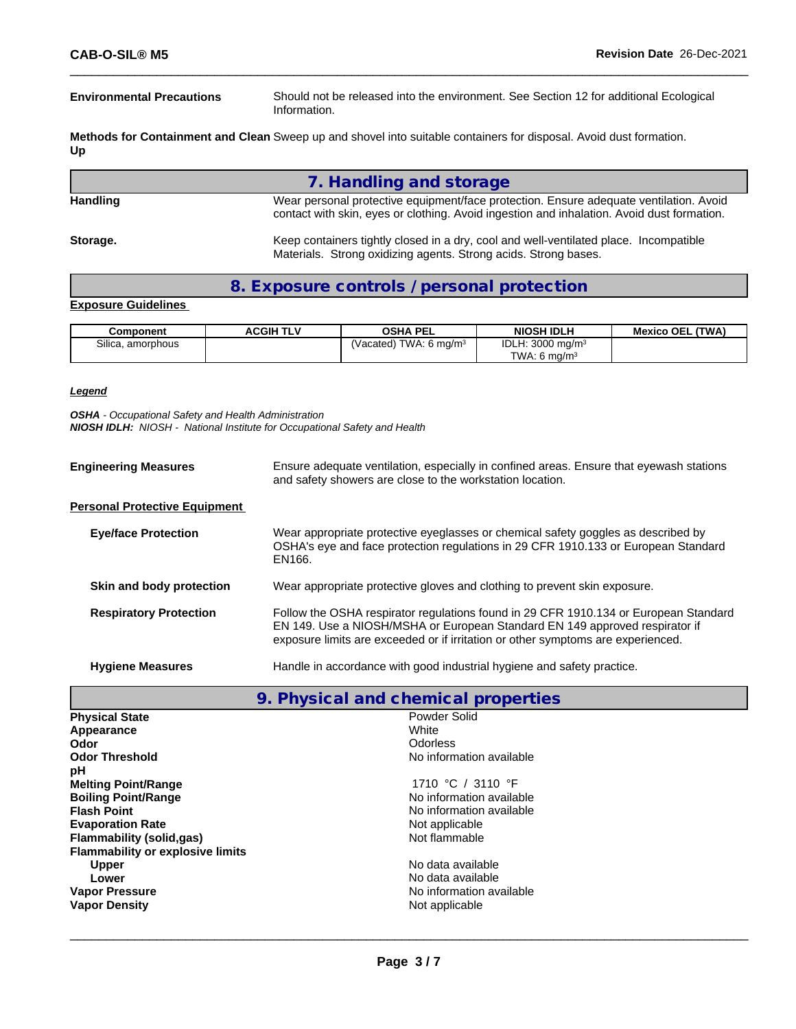**Environmental Precautions** Should not be released into the environment. See Section 12 for additional Ecological Information.

**Methods for Containment and Clean Up** Sweep up and shovel into suitable containers for disposal. Avoid dust formation.

## 7. Handling and storage

**Handling** Wear personal protective equipment/face protection. Ensure adequate ventilation. Avoid contact with skin, eyes or clothing. Avoid ingestion and inhalation. Avoid dust formation.

**Storage.** Keep containers tightly closed in a dry, cool and well-ventilated place. Incompatible Materials. Strong oxidizing agents. Strong acids. Strong bases.

## 8. Exposure controls / personal protection

**Exposure Guidelines**

| Component | ACGIH TLV | OSHA PEL | NIOSH IDLH | Mexico OEL (TWA) |
|---|---|---|---|---|
| Silica, amorphous | | (Vacated) TWA: 6 mg/m³ | IDLH: 3000 mg/m³<br>TWA: 6 mg/m³ | |

***Legend***

***OSHA*** *- Occupational Safety and Health Administration*
***NIOSH IDLH:*** *NIOSH - National Institute for Occupational Safety and Health*

**Engineering Measures** Ensure adequate ventilation, especially in confined areas. Ensure that eyewash stations and safety showers are close to the workstation location.

**Personal Protective Equipment**

**Eye/face Protection** Wear appropriate protective eyeglasses or chemical safety goggles as described by OSHA's eye and face protection regulations in 29 CFR 1910.133 or European Standard EN166.

**Skin and body protection** Wear appropriate protective gloves and clothing to prevent skin exposure.

**Respiratory Protection** Follow the OSHA respirator regulations found in 29 CFR 1910.134 or European Standard EN 149. Use a NIOSH/MSHA or European Standard EN 149 approved respirator if exposure limits are exceeded or if irritation or other symptoms are experienced.

**Hygiene Measures** Handle in accordance with good industrial hygiene and safety practice.

## 9. Physical and chemical properties

| | |
|---|---|
| **Physical State** | Powder Solid |
| **Appearance** | White |
| **Odor** | Odorless |
| **Odor Threshold** | No information available |
| **pH** | |
| **Melting Point/Range** | 1710 °C / 3110 °F |
| **Boiling Point/Range** | No information available |
| **Flash Point** | No information available |
| **Evaporation Rate** | Not applicable |
| **Flammability (solid,gas)** | Not flammable |
| **Flammability or explosive limits** | |
| **Upper** | No data available |
| **Lower** | No data available |
| **Vapor Pressure** | No information available |
| **Vapor Density** | Not applicable |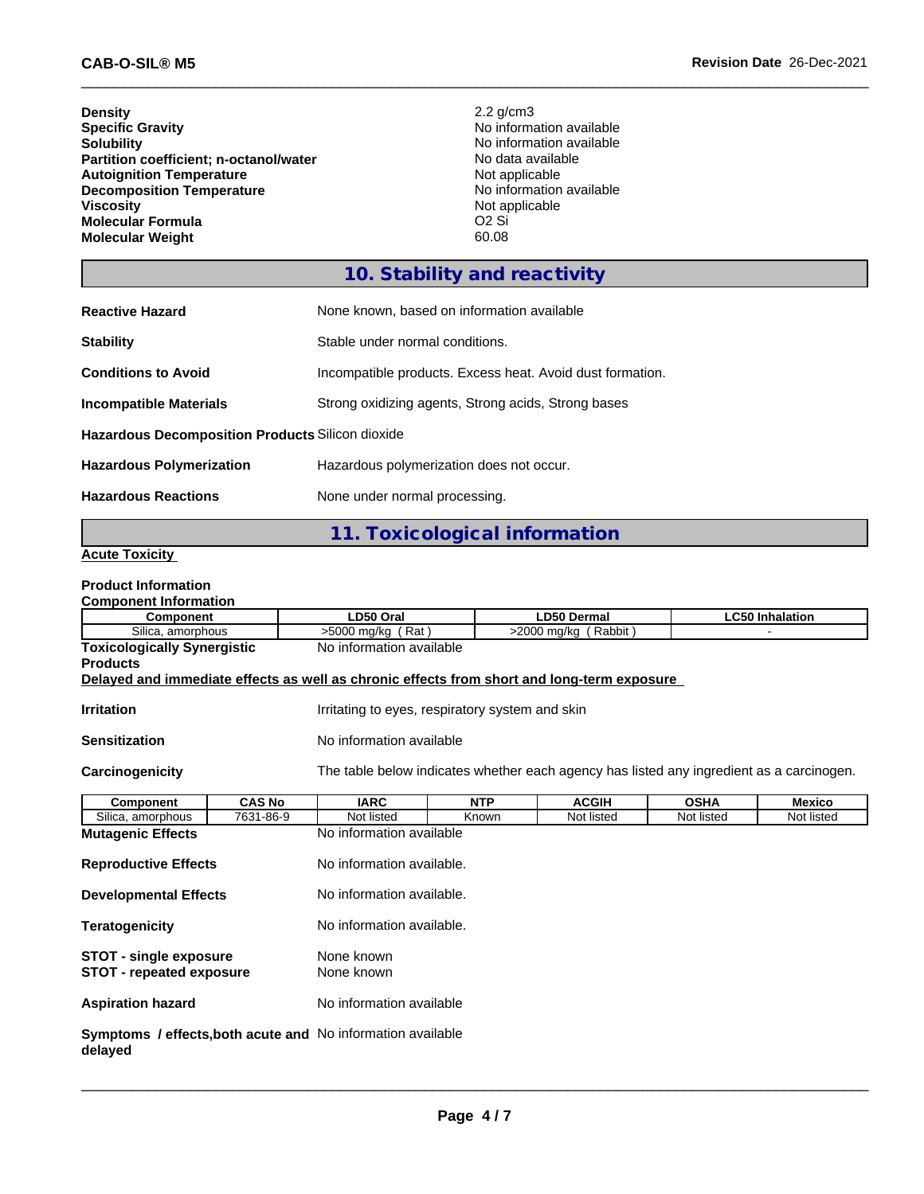| | |
|---|---|
| **Density** | 2.2 g/cm3 |
| **Specific Gravity** | No information available |
| **Solubility** | No information available |
| **Partition coefficient; n-octanol/water** | No data available |
| **Autoignition Temperature** | Not applicable |
| **Decomposition Temperature** | No information available |
| **Viscosity** | Not applicable |
| **Molecular Formula** | O2 Si |
| **Molecular Weight** | 60.08 |

## 10. Stability and reactivity

| | |
|---|---|
| **Reactive Hazard** | None known, based on information available |
| **Stability** | Stable under normal conditions. |
| **Conditions to Avoid** | Incompatible products. Excess heat. Avoid dust formation. |
| **Incompatible Materials** | Strong oxidizing agents, Strong acids, Strong bases |
| **Hazardous Decomposition Products** | Silicon dioxide |
| **Hazardous Polymerization** | Hazardous polymerization does not occur. |
| **Hazardous Reactions** | None under normal processing. |

## 11. Toxicological information

**Acute Toxicity**

**Product Information**

**Component Information**

| Component | LD50 Oral | LD50 Dermal | LC50 Inhalation |
|---|---|---|---|
| Silica, amorphous | >5000 mg/kg ( Rat ) | >2000 mg/kg ( Rabbit ) | - |

**Toxicologically Synergistic Products** No information available

**Delayed and immediate effects as well as chronic effects from short and long-term exposure**

| | |
|---|---|
| **Irritation** | Irritating to eyes, respiratory system and skin |
| **Sensitization** | No information available |
| **Carcinogenicity** | The table below indicates whether each agency has listed any ingredient as a carcinogen. |

| Component | CAS No | IARC | NTP | ACGIH | OSHA | Mexico |
|---|---|---|---|---|---|---|
| Silica, amorphous | 7631-86-9 | Not listed | Known | Not listed | Not listed | Not listed |

| | |
|---|---|
| **Mutagenic Effects** | No information available |
| **Reproductive Effects** | No information available. |
| **Developmental Effects** | No information available. |
| **Teratogenicity** | No information available. |
| **STOT - single exposure** | None known |
| **STOT - repeated exposure** | None known |
| **Aspiration hazard** | No information available |
| **Symptoms / effects,both acute and delayed** | No information available |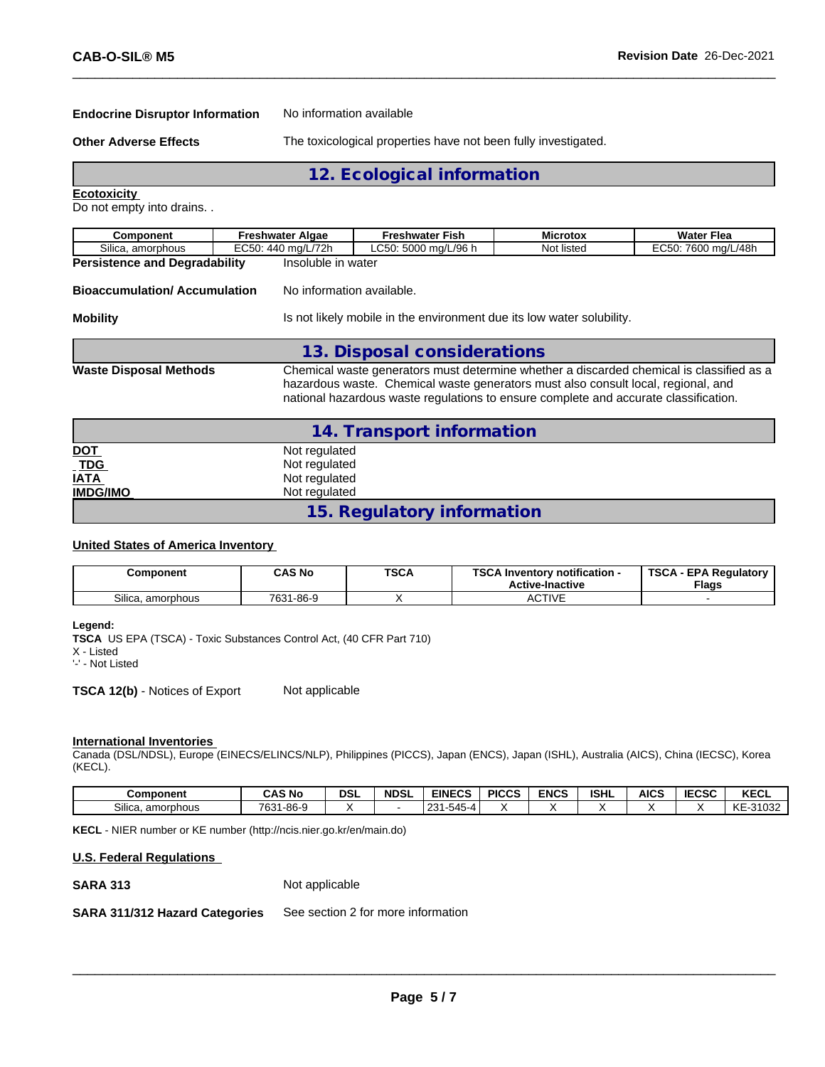**Endocrine Disruptor Information** No information available

**Other Adverse Effects** The toxicological properties have not been fully investigated.

## 12. Ecological information

**Ecotoxicity**

Do not empty into drains. .

| Component | Freshwater Algae | Freshwater Fish | Microtox | Water Flea |
|---|---|---|---|---|
| Silica, amorphous | EC50: 440 mg/L/72h | LC50: 5000 mg/L/96 h | Not listed | EC50: 7600 mg/L/48h |

**Persistence and Degradability** Insoluble in water

**Bioaccumulation/ Accumulation** No information available.

**Mobility** Is not likely mobile in the environment due its low water solubility.

## 13. Disposal considerations

**Waste Disposal Methods** Chemical waste generators must determine whether a discarded chemical is classified as a hazardous waste. Chemical waste generators must also consult local, regional, and national hazardous waste regulations to ensure complete and accurate classification.

## 14. Transport information

**DOT** Not regulated
**TDG** Not regulated
**IATA** Not regulated
**IMDG/IMO** Not regulated

## 15. Regulatory information

**United States of America Inventory**

| Component | CAS No | TSCA | TSCA Inventory notification - Active-Inactive | TSCA - EPA Regulatory Flags |
|---|---|---|---|---|
| Silica, amorphous | 7631-86-9 | X | ACTIVE | - |

**Legend:**
**TSCA** US EPA (TSCA) - Toxic Substances Control Act, (40 CFR Part 710)
X - Listed
'-' - Not Listed

**TSCA 12(b)** - Notices of Export Not applicable

**International Inventories**

Canada (DSL/NDSL), Europe (EINECS/ELINCS/NLP), Philippines (PICCS), Japan (ENCS), Japan (ISHL), Australia (AICS), China (IECSC), Korea (KECL).

| Component | CAS No | DSL | NDSL | EINECS | PICCS | ENCS | ISHL | AICS | IECSC | KECL |
|---|---|---|---|---|---|---|---|---|---|---|
| Silica, amorphous | 7631-86-9 | X | - | 231-545-4 | X | X | X | X | X | KE-31032 |

**KECL** - NIER number or KE number (http://ncis.nier.go.kr/en/main.do)

**U.S. Federal Regulations**

**SARA 313** Not applicable

**SARA 311/312 Hazard Categories** See section 2 for more information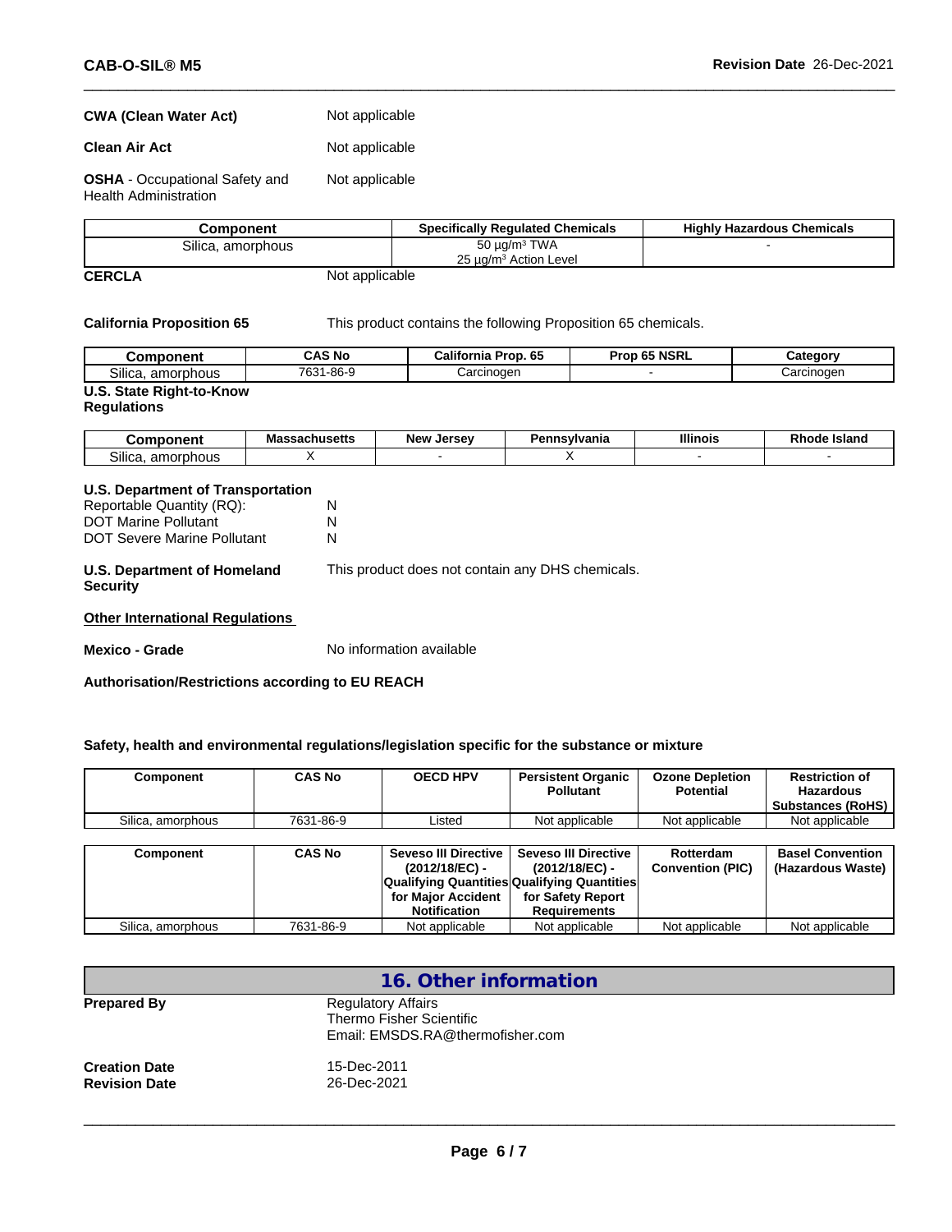**CWA (Clean Water Act)** Not applicable

**Clean Air Act** Not applicable

**OSHA** - Occupational Safety and Health Administration Not applicable

| Component | Specifically Regulated Chemicals | Highly Hazardous Chemicals |
|---|---|---|
| Silica, amorphous | 50 µg/m³ TWA<br>25 µg/m³ Action Level | - |

**CERCLA** Not applicable

**California Proposition 65** This product contains the following Proposition 65 chemicals.

| Component | CAS No | California Prop. 65 | Prop 65 NSRL | Category |
|---|---|---|---|---|
| Silica, amorphous | 7631-86-9 | Carcinogen | - | Carcinogen |

**U.S. State Right-to-Know Regulations**

| Component | Massachusetts | New Jersey | Pennsylvania | Illinois | Rhode Island |
|---|---|---|---|---|---|
| Silica, amorphous | X | - | X | - | - |

**U.S. Department of Transportation**

Reportable Quantity (RQ): N
DOT Marine Pollutant N
DOT Severe Marine Pollutant N

**U.S. Department of Homeland Security** This product does not contain any DHS chemicals.

**Other International Regulations**

**Mexico - Grade** No information available

**Authorisation/Restrictions according to EU REACH**

**Safety, health and environmental regulations/legislation specific for the substance or mixture**

| Component | CAS No | OECD HPV | Persistent Organic Pollutant | Ozone Depletion Potential | Restriction of Hazardous Substances (RoHS) |
|---|---|---|---|---|---|
| Silica, amorphous | 7631-86-9 | Listed | Not applicable | Not applicable | Not applicable |

| Component | CAS No | Seveso III Directive (2012/18/EC) - Qualifying Quantities for Major Accident Notification | Seveso III Directive (2012/18/EC) - Qualifying Quantities for Safety Report Requirements | Rotterdam Convention (PIC) | Basel Convention (Hazardous Waste) |
|---|---|---|---|---|---|
| Silica, amorphous | 7631-86-9 | Not applicable | Not applicable | Not applicable | Not applicable |

## 16. Other information

**Prepared By** Regulatory Affairs
Thermo Fisher Scientific
Email: EMSDS.RA@thermofisher.com

**Creation Date** 15-Dec-2011
**Revision Date** 26-Dec-2021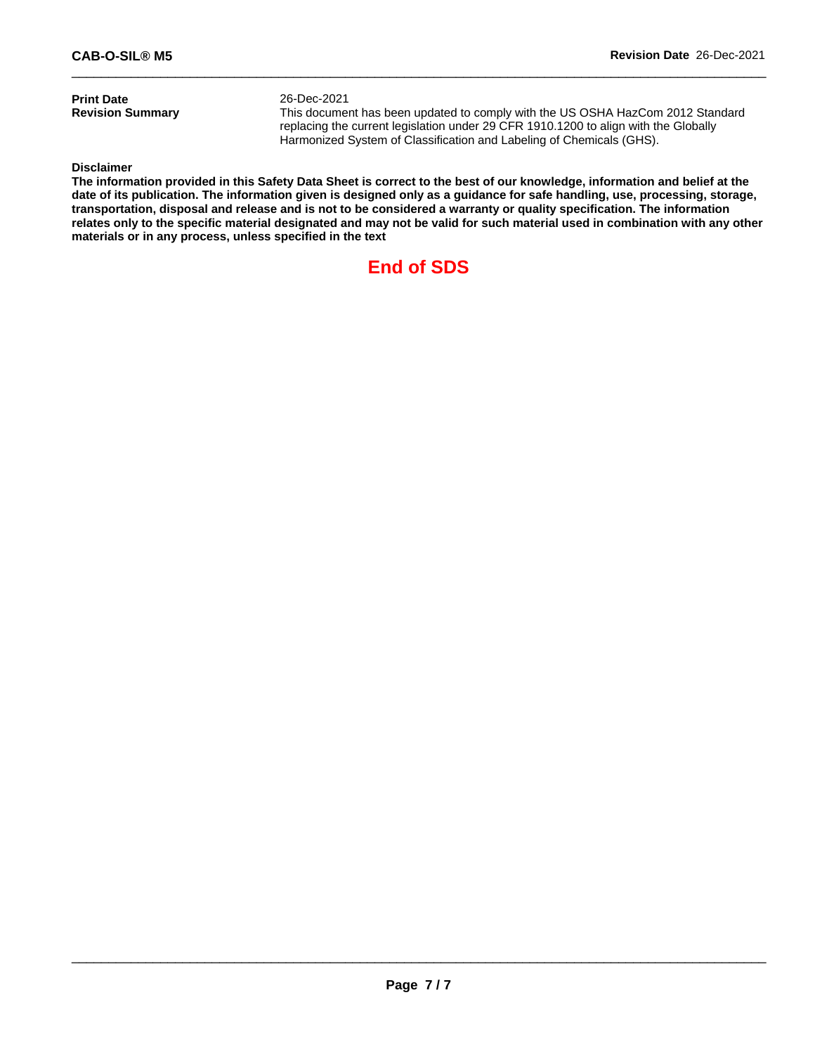**Print Date** 26-Dec-2021

**Revision Summary** This document has been updated to comply with the US OSHA HazCom 2012 Standard replacing the current legislation under 29 CFR 1910.1200 to align with the Globally Harmonized System of Classification and Labeling of Chemicals (GHS).

**Disclaimer**

**The information provided in this Safety Data Sheet is correct to the best of our knowledge, information and belief at the date of its publication. The information given is designed only as a guidance for safe handling, use, processing, storage, transportation, disposal and release and is not to be considered a warranty or quality specification. The information relates only to the specific material designated and may not be valid for such material used in combination with any other materials or in any process, unless specified in the text**

**End of SDS**